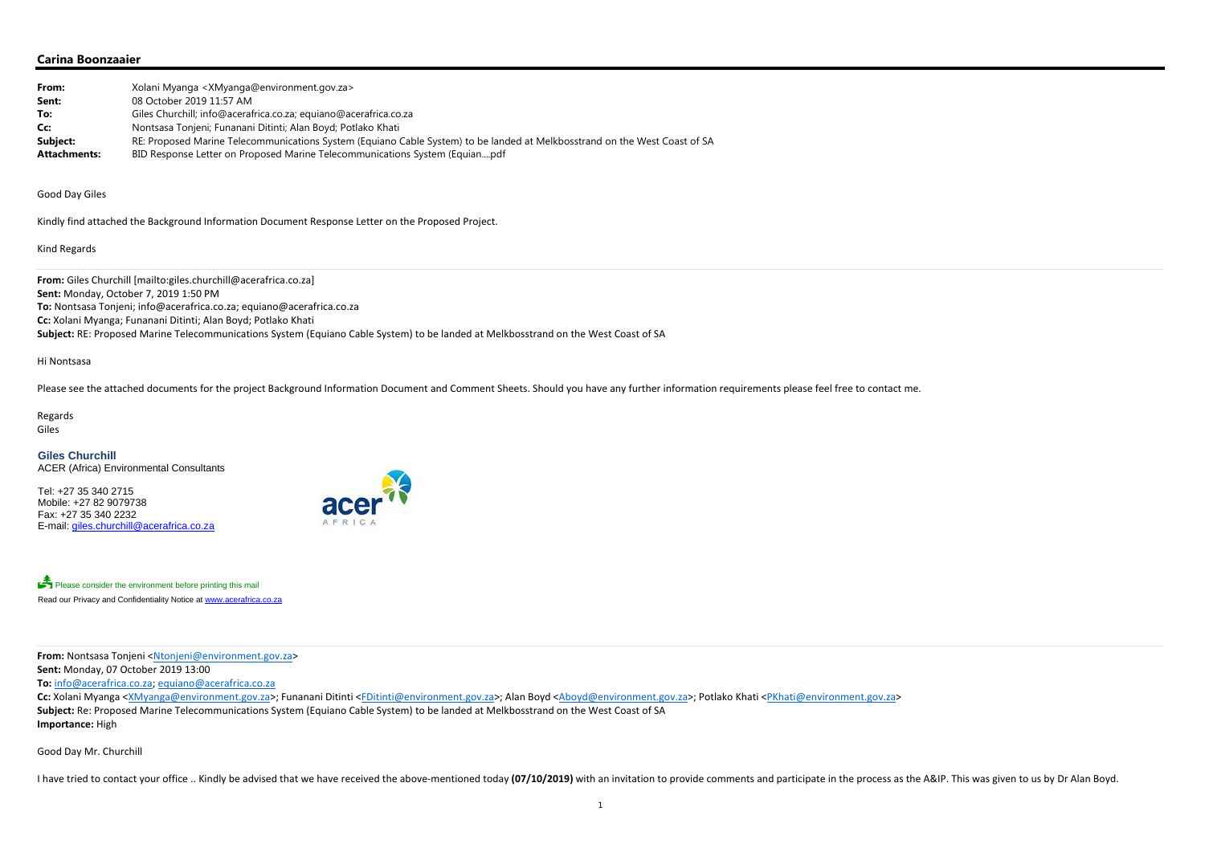**Carina Boonzaaier**

| | |
|---|---|
| **From:** | Xolani Myanga <XMyanga@environment.gov.za> |
| **Sent:** | 08 October 2019 11:57 AM |
| **To:** | Giles Churchill; info@acerafrica.co.za; equiano@acerafrica.co.za |
| **Cc:** | Nontsasa Tonjeni; Funanani Ditinti; Alan Boyd; Potlako Khati |
| **Subject:** | RE: Proposed Marine Telecommunications System (Equiano Cable System) to be landed at Melkbosstrand on the West Coast of SA |
| **Attachments:** | BID Response Letter on Proposed Marine Telecommunications System (Equian....pdf |

Good Day Giles

Kindly find attached the Background Information Document Response Letter on the Proposed Project.

Kind Regards

---

**From:** Giles Churchill [mailto:giles.churchill@acerafrica.co.za]
**Sent:** Monday, October 7, 2019 1:50 PM
**To:** Nontsasa Tonjeni; info@acerafrica.co.za; equiano@acerafrica.co.za
**Cc:** Xolani Myanga; Funanani Ditinti; Alan Boyd; Potlako Khati
**Subject:** RE: Proposed Marine Telecommunications System (Equiano Cable System) to be landed at Melkbosstrand on the West Coast of SA

Hi Nontsasa

Please see the attached documents for the project Background Information Document and Comment Sheets. Should you have any further information requirements please feel free to contact me.

Regards
Giles

**Giles Churchill**
ACER (Africa) Environmental Consultants

Tel: +27 35 340 2715
Mobile: +27 82 9079738
Fax: +27 35 340 2232
E-mail: giles.churchill@acerafrica.co.za

Please consider the environment before printing this mail
Read our Privacy and Confidentiality Notice at www.acerafrica.co.za

---

**From:** Nontsasa Tonjeni <Ntonjeni@environment.gov.za>
**Sent:** Monday, 07 October 2019 13:00
**To:** info@acerafrica.co.za; equiano@acerafrica.co.za
**Cc:** Xolani Myanga <XMyanga@environment.gov.za>; Funanani Ditinti <FDitinti@environment.gov.za>; Alan Boyd <Aboyd@environment.gov.za>; Potlako Khati <PKhati@environment.gov.za>
**Subject:** Re: Proposed Marine Telecommunications System (Equiano Cable System) to be landed at Melkbosstrand on the West Coast of SA
**Importance:** High

Good Day Mr. Churchill

I have tried to contact your office .. Kindly be advised that we have received the above-mentioned today **(07/10/2019)** with an invitation to provide comments and participate in the process as the A&IP. This was given to us by Dr Alan Boyd.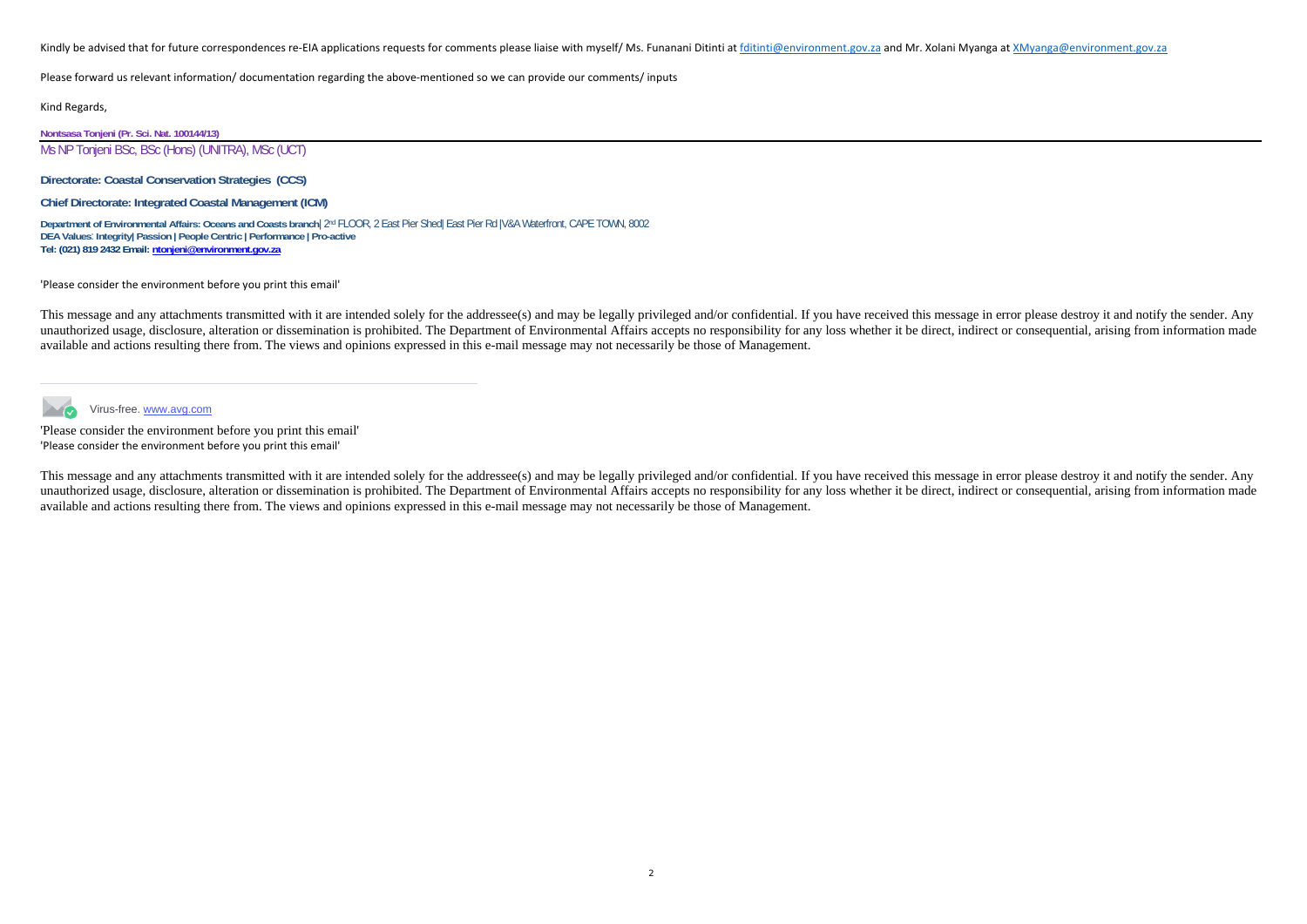Kindly be advised that for future correspondences re-EIA applications requests for comments please liaise with myself/ Ms. Funanani Ditinti at fditinti@environment.gov.za and Mr. Xolani Myanga at XMyanga@environment.gov.za

Please forward us relevant information/ documentation regarding the above-mentioned so we can provide our comments/ inputs

Kind Regards,

**Nontsasa Tonjeni (Pr. Sci. Nat. 100144/13)**

Ms NP Tonjeni BSc, BSc (Hons) (UNITRA), MSc (UCT)

**Directorate: Coastal Conservation Strategies (CCS)**

**Chief Directorate: Integrated Coastal Management (ICM)**

**Department of Environmental Affairs: Oceans and Coasts branch**| 2nd FLOOR, 2 East Pier Shed| East Pier Rd |V&A Waterfront, CAPE TOWN, 8002

**DEA Values: Integrity| Passion | People Centric | Performance | Pro-active**

**Tel: (021) 819 2432 Email: ntonjeni@environment.gov.za**

'Please consider the environment before you print this email'

This message and any attachments transmitted with it are intended solely for the addressee(s) and may be legally privileged and/or confidential. If you have received this message in error please destroy it and notify the sender. Any unauthorized usage, disclosure, alteration or dissemination is prohibited. The Department of Environmental Affairs accepts no responsibility for any loss whether it be direct, indirect or consequential, arising from information made available and actions resulting there from. The views and opinions expressed in this e-mail message may not necessarily be those of Management.

Virus-free. www.avg.com

'Please consider the environment before you print this email'

'Please consider the environment before you print this email'

This message and any attachments transmitted with it are intended solely for the addressee(s) and may be legally privileged and/or confidential. If you have received this message in error please destroy it and notify the sender. Any unauthorized usage, disclosure, alteration or dissemination is prohibited. The Department of Environmental Affairs accepts no responsibility for any loss whether it be direct, indirect or consequential, arising from information made available and actions resulting there from. The views and opinions expressed in this e-mail message may not necessarily be those of Management.